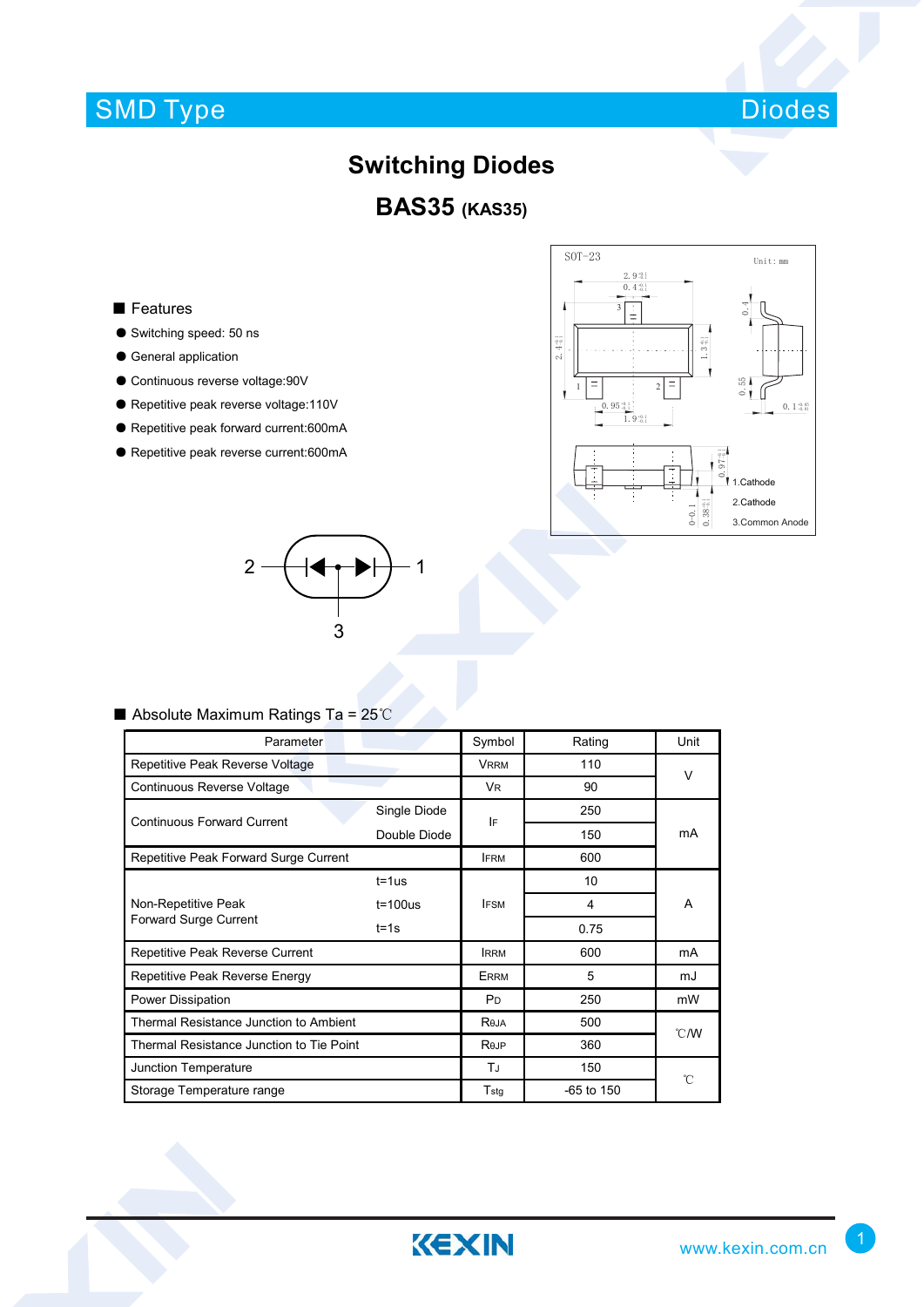SMD Type Diodes

# Switching Diodes

## BAS35 (KAS35)

■ Features

- Switching speed: 50 ns
- General application
- Continuous reverse voltage:90V
- Repetitive peak reverse voltage:110V
- Repetitive peak forward current:600mA
- Repetitive peak reverse current:600mA

SOT-23 Unit: mm

1.Cathode
2.Cathode
3.Common Anode

■ Absolute Maximum Ratings Ta = 25℃

| Parameter | | Symbol | Rating | Unit |
|---|---|---|---|---|
| Repetitive Peak Reverse Voltage | | $V_{RRM}$ | 110 | V |
| Continuous Reverse Voltage | | $V_R$ | 90 | V |
| Continuous Forward Current | Single Diode | $I_F$ | 250 | mA |
| | Double Diode | | 150 | mA |
| Repetitive Peak Forward Surge Current | | $I_{FRM}$ | 600 | mA |
| Non-Repetitive Peak Forward Surge Current | t=1us | $I_{FSM}$ | 10 | A |
| | t=100us | | 4 | A |
| | t=1s | | 0.75 | A |
| Repetitive Peak Reverse Current | | $I_{RRM}$ | 600 | mA |
| Repetitive Peak Reverse Energy | | $E_{RRM}$ | 5 | mJ |
| Power Dissipation | | $P_D$ | 250 | mW |
| Thermal Resistance Junction to Ambient | | $R_{\theta JA}$ | 500 | ℃/W |
| Thermal Resistance Junction to Tie Point | | $R_{\theta JP}$ | 360 | ℃/W |
| Junction Temperature | | $T_J$ | 150 | ℃ |
| Storage Temperature range | | $T_{stg}$ | -65 to 150 | ℃ |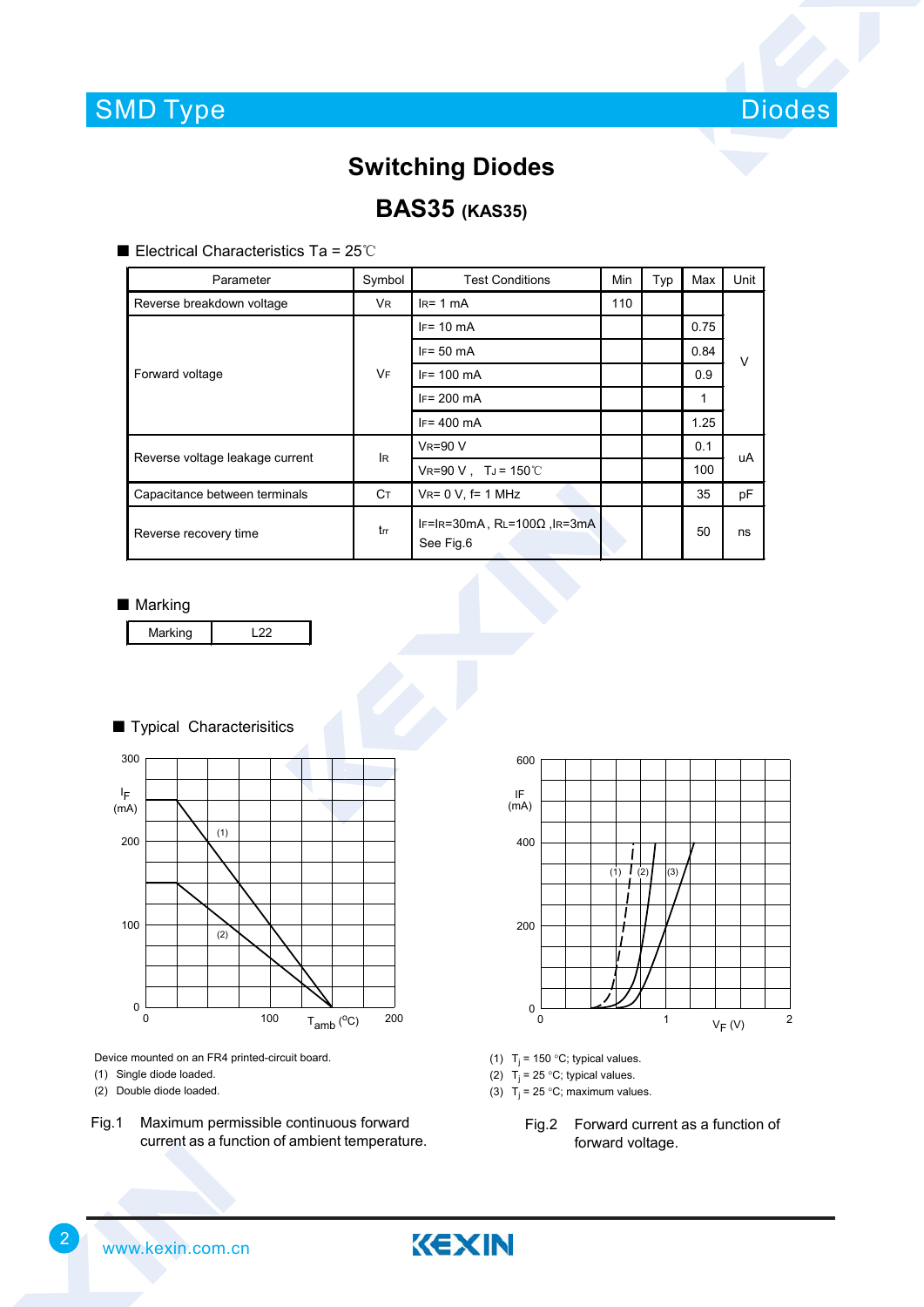SMD Type | Diodes

# Switching Diodes

## BAS35 (KAS35)

■ Electrical Characteristics Ta = 25℃

| Parameter | Symbol | Test Conditions | Min | Typ | Max | Unit |
|---|---|---|---|---|---|---|
| Reverse breakdown voltage | $V_R$ | $I_R$= 1 mA | 110 | | | V |
| Forward voltage | $V_F$ | $I_F$= 10 mA | | | 0.75 | V |
| | | $I_F$= 50 mA | | | 0.84 | |
| | | $I_F$= 100 mA | | | 0.9 | |
| | | $I_F$= 200 mA | | | 1 | |
| | | $I_F$= 400 mA | | | 1.25 | |
| Reverse voltage leakage current | $I_R$ | $V_R$=90 V | | | 0.1 | uA |
| | | $V_R$=90 V , $T_J$ = 150℃ | | | 100 | |
| Capacitance between terminals | $C_T$ | $V_R$= 0 V, f= 1 MHz | | | 35 | pF |
| Reverse recovery time | $t_{rr}$ | $I_F$=$I_R$=30mA , $R_L$=100Ω ,$I_R$=3mA See Fig.6 | | | 50 | ns |

■ Marking

| Marking | L22 |
|---|---|

■ Typical Characterisitics

Device mounted on an FR4 printed-circuit board.
(1) Single diode loaded.
(2) Double diode loaded.

Fig.1 Maximum permissible continuous forward current as a function of ambient temperature.

(1) $T_j$ = 150 °C; typical values.
(2) $T_j$ = 25 °C; typical values.
(3) $T_j$ = 25 °C; maximum values.

Fig.2 Forward current as a function of forward voltage.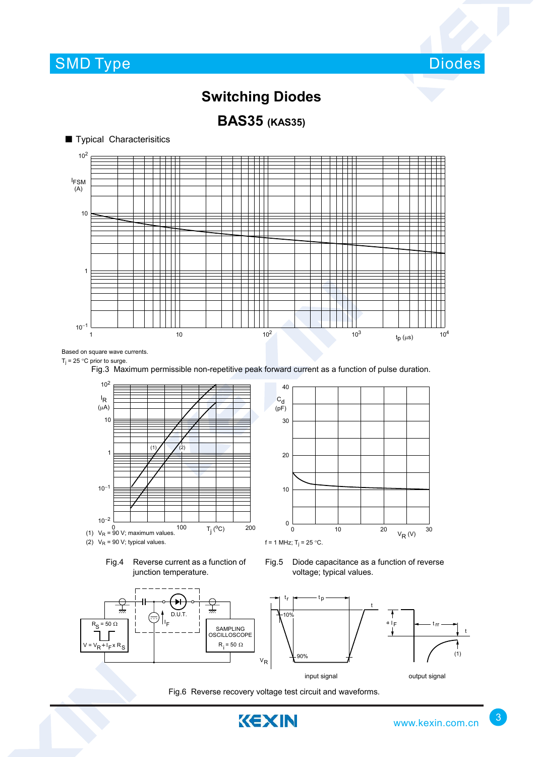# Switching Diodes

## BAS35 (KAS35)

■ Typical Characterisitics

$10^2$

$I_{FSM}$ (A)

10

1

$10^{-1}$

1 10 $10^2$ $10^3$ $t_p$ (μs) $10^4$

Based on square wave currents.

$T_j$ = 25 °C prior to surge.

Fig.3 Maximum permissible non-repetitive peak forward current as a function of pulse duration.

$10^2$

$I_R$ (μA)

10

1

$10^{-1}$

$10^{-2}$

(1) (2)

0 100 $T_j$ (°C) 200

(1) $V_R$ = 90 V; maximum values.

(2) $V_R$ = 90 V; typical values.

Fig.4 Reverse current as a function of junction temperature.

40

$C_d$ (pF)

30

20

10

0

0 10 20 $V_R$ (V) 30

f = 1 MHz; $T_j$ = 25 °C.

Fig.5 Diode capacitance as a function of reverse voltage; typical values.

$R_S$ = 50 Ω

V = $V_R$ + $I_F$ x $R_S$

D.U.T.

$I_F$

SAMPLING OSCILLOSCOPE

$R_i$ = 50 Ω

$t_r$ $t_p$ t

10%

90%

$V_R$

input signal

+ $I_F$ $t_{rr}$ t

(1)

output signal

Fig.6 Reverse recovery voltage test circuit and waveforms.